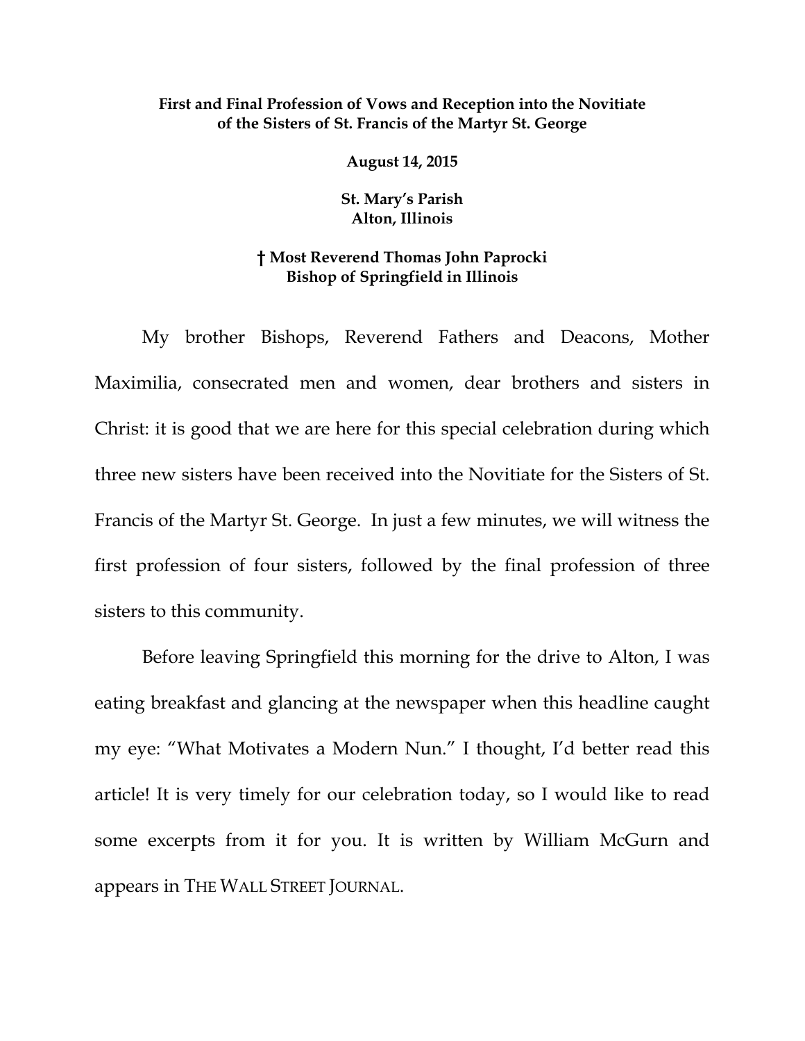**First and Final Profession of Vows and Reception into the Novitiate of the Sisters of St. Francis of the Martyr St. George**

**August 14, 2015**

**St. Mary's Parish**
**Alton, Illinois**

**† Most Reverend Thomas John Paprocki**
**Bishop of Springfield in Illinois**

My brother Bishops, Reverend Fathers and Deacons, Mother Maximilia, consecrated men and women, dear brothers and sisters in Christ: it is good that we are here for this special celebration during which three new sisters have been received into the Novitiate for the Sisters of St. Francis of the Martyr St. George. In just a few minutes, we will witness the first profession of four sisters, followed by the final profession of three sisters to this community.

Before leaving Springfield this morning for the drive to Alton, I was eating breakfast and glancing at the newspaper when this headline caught my eye: "What Motivates a Modern Nun." I thought, I'd better read this article! It is very timely for our celebration today, so I would like to read some excerpts from it for you. It is written by William McGurn and appears in THE WALL STREET JOURNAL.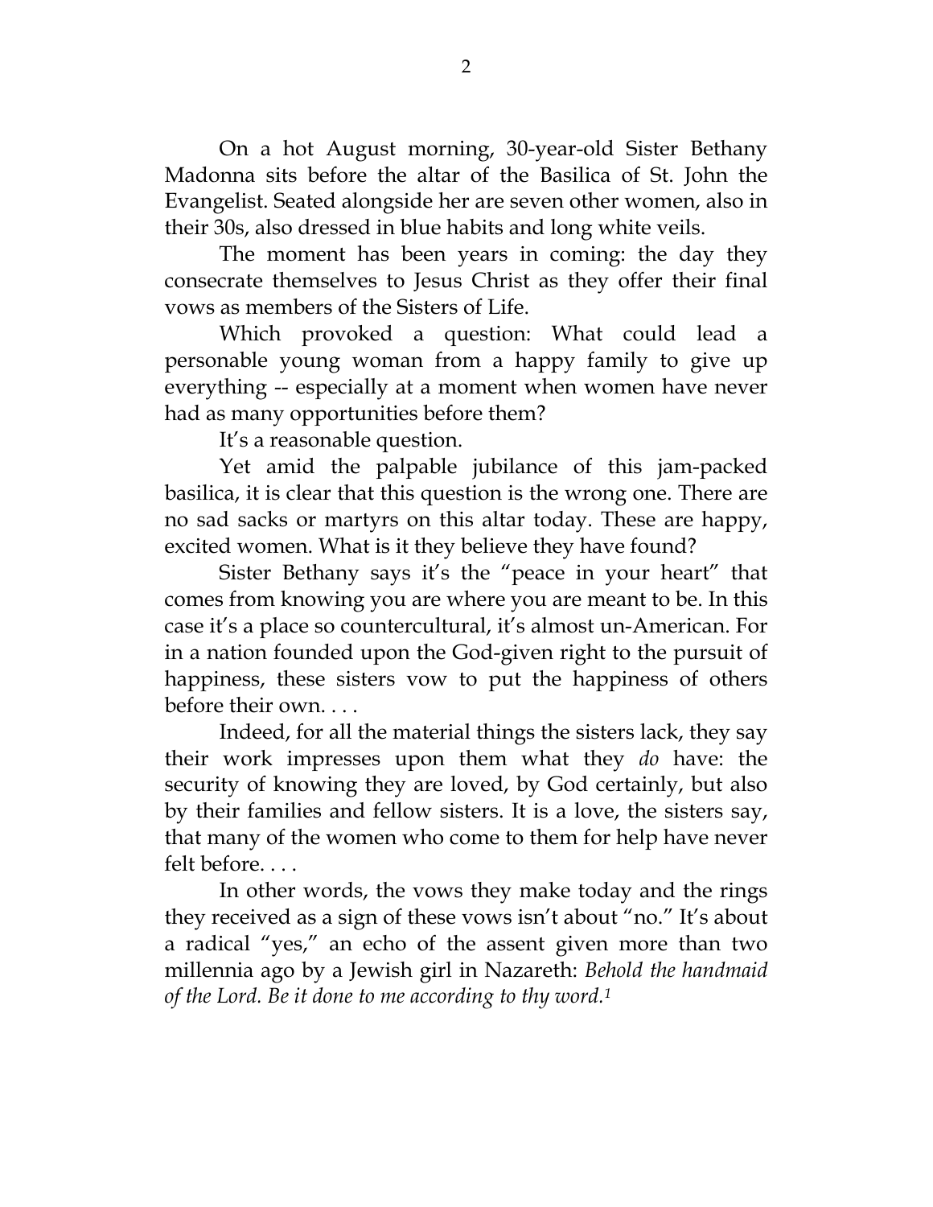On a hot August morning, 30-year-old Sister Bethany Madonna sits before the altar of the Basilica of St. John the Evangelist. Seated alongside her are seven other women, also in their 30s, also dressed in blue habits and long white veils.

The moment has been years in coming: the day they consecrate themselves to Jesus Christ as they offer their final vows as members of the Sisters of Life.

Which provoked a question: What could lead a personable young woman from a happy family to give up everything -- especially at a moment when women have never had as many opportunities before them?

It's a reasonable question.

Yet amid the palpable jubilance of this jam-packed basilica, it is clear that this question is the wrong one. There are no sad sacks or martyrs on this altar today. These are happy, excited women. What is it they believe they have found?

Sister Bethany says it's the "peace in your heart" that comes from knowing you are where you are meant to be. In this case it's a place so countercultural, it's almost un-American. For in a nation founded upon the God-given right to the pursuit of happiness, these sisters vow to put the happiness of others before their own. . . .

Indeed, for all the material things the sisters lack, they say their work impresses upon them what they *do* have: the security of knowing they are loved, by God certainly, but also by their families and fellow sisters. It is a love, the sisters say, that many of the women who come to them for help have never felt before. . . .

In other words, the vows they make today and the rings they received as a sign of these vows isn't about "no." It's about a radical "yes," an echo of the assent given more than two millennia ago by a Jewish girl in Nazareth: *Behold the handmaid of the Lord. Be it done to me according to thy word.*[1]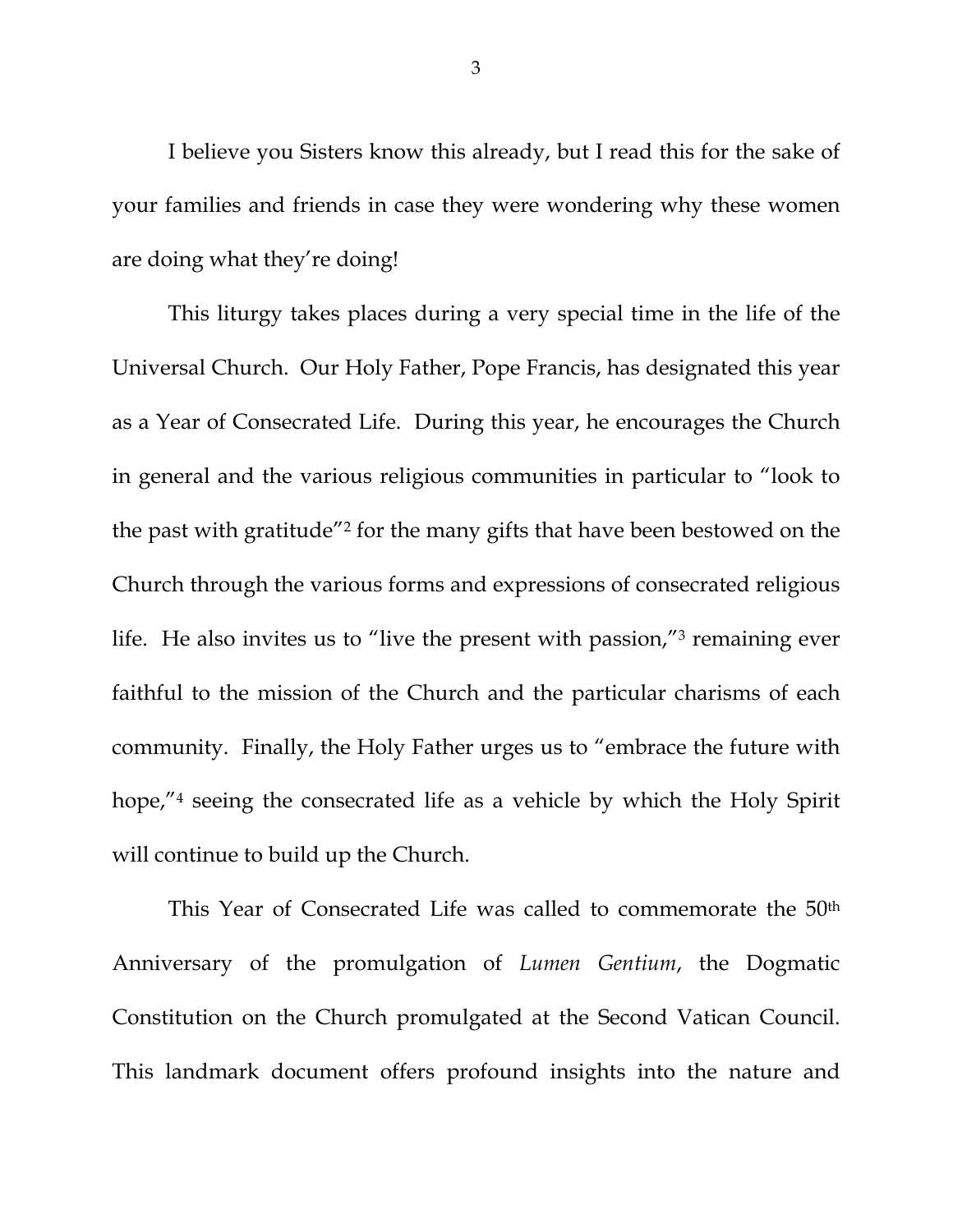I believe you Sisters know this already, but I read this for the sake of your families and friends in case they were wondering why these women are doing what they're doing!

This liturgy takes places during a very special time in the life of the Universal Church. Our Holy Father, Pope Francis, has designated this year as a Year of Consecrated Life. During this year, he encourages the Church in general and the various religious communities in particular to "look to the past with gratitude"[2] for the many gifts that have been bestowed on the Church through the various forms and expressions of consecrated religious life. He also invites us to "live the present with passion,"[3] remaining ever faithful to the mission of the Church and the particular charisms of each community. Finally, the Holy Father urges us to "embrace the future with hope,"[4] seeing the consecrated life as a vehicle by which the Holy Spirit will continue to build up the Church.

This Year of Consecrated Life was called to commemorate the 50th Anniversary of the promulgation of *Lumen Gentium*, the Dogmatic Constitution on the Church promulgated at the Second Vatican Council. This landmark document offers profound insights into the nature and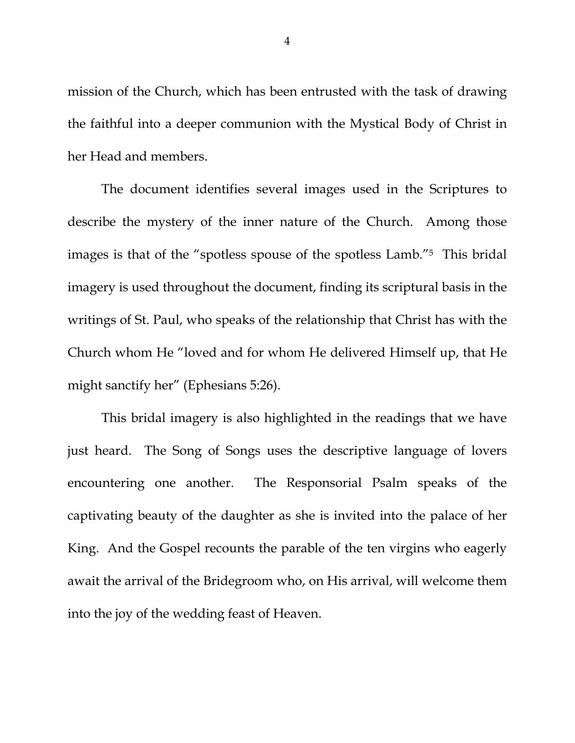mission of the Church, which has been entrusted with the task of drawing the faithful into a deeper communion with the Mystical Body of Christ in her Head and members.

The document identifies several images used in the Scriptures to describe the mystery of the inner nature of the Church. Among those images is that of the "spotless spouse of the spotless Lamb."[5] This bridal imagery is used throughout the document, finding its scriptural basis in the writings of St. Paul, who speaks of the relationship that Christ has with the Church whom He "loved and for whom He delivered Himself up, that He might sanctify her" (Ephesians 5:26).

This bridal imagery is also highlighted in the readings that we have just heard. The Song of Songs uses the descriptive language of lovers encountering one another. The Responsorial Psalm speaks of the captivating beauty of the daughter as she is invited into the palace of her King. And the Gospel recounts the parable of the ten virgins who eagerly await the arrival of the Bridegroom who, on His arrival, will welcome them into the joy of the wedding feast of Heaven.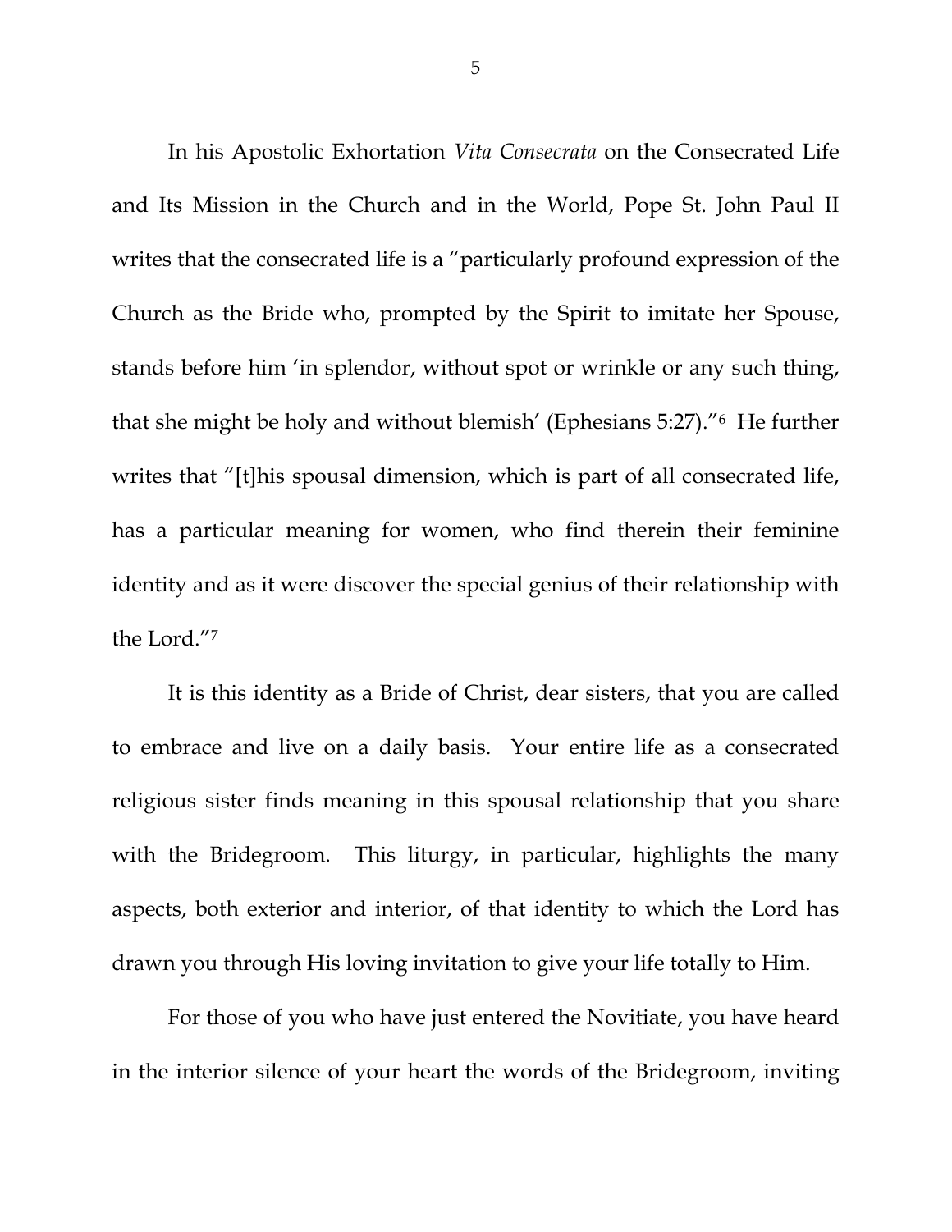In his Apostolic Exhortation *Vita Consecrata* on the Consecrated Life and Its Mission in the Church and in the World, Pope St. John Paul II writes that the consecrated life is a "particularly profound expression of the Church as the Bride who, prompted by the Spirit to imitate her Spouse, stands before him 'in splendor, without spot or wrinkle or any such thing, that she might be holy and without blemish' (Ephesians 5:27)."[6] He further writes that "[t]his spousal dimension, which is part of all consecrated life, has a particular meaning for women, who find therein their feminine identity and as it were discover the special genius of their relationship with the Lord."[7]

It is this identity as a Bride of Christ, dear sisters, that you are called to embrace and live on a daily basis. Your entire life as a consecrated religious sister finds meaning in this spousal relationship that you share with the Bridegroom. This liturgy, in particular, highlights the many aspects, both exterior and interior, of that identity to which the Lord has drawn you through His loving invitation to give your life totally to Him.

For those of you who have just entered the Novitiate, you have heard in the interior silence of your heart the words of the Bridegroom, inviting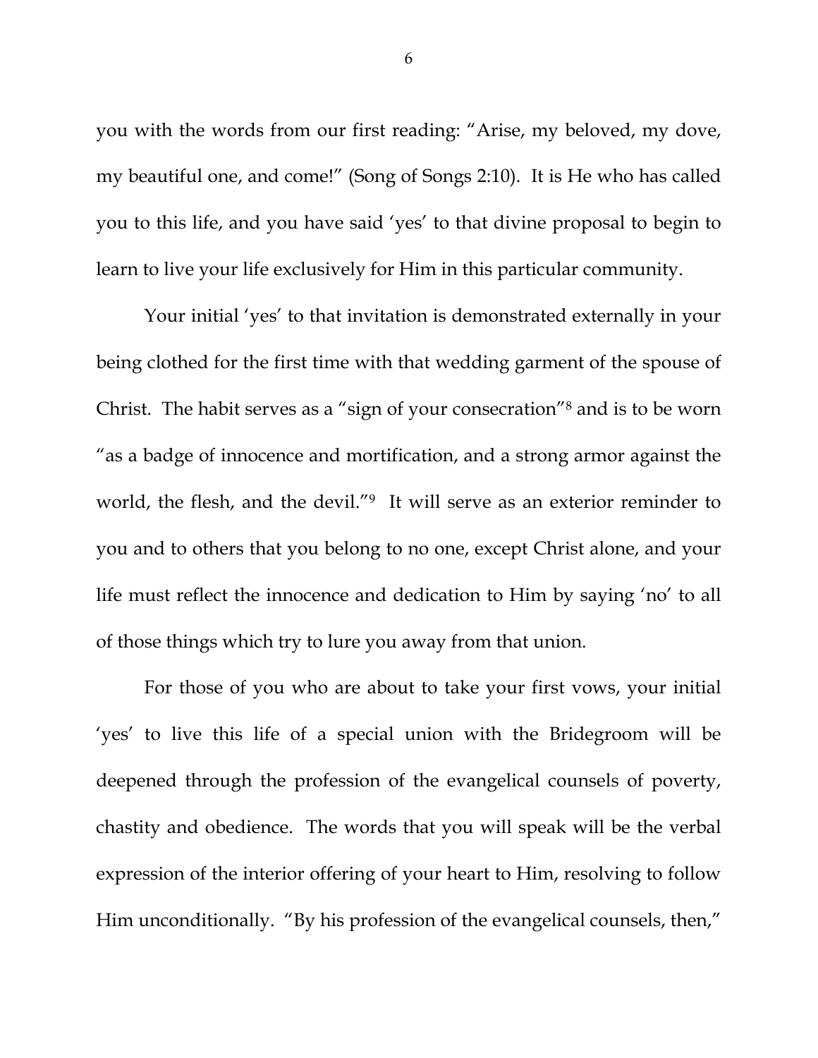you with the words from our first reading: "Arise, my beloved, my dove, my beautiful one, and come!" (Song of Songs 2:10). It is He who has called you to this life, and you have said 'yes' to that divine proposal to begin to learn to live your life exclusively for Him in this particular community.

Your initial 'yes' to that invitation is demonstrated externally in your being clothed for the first time with that wedding garment of the spouse of Christ. The habit serves as a "sign of your consecration"[8] and is to be worn "as a badge of innocence and mortification, and a strong armor against the world, the flesh, and the devil."[9] It will serve as an exterior reminder to you and to others that you belong to no one, except Christ alone, and your life must reflect the innocence and dedication to Him by saying 'no' to all of those things which try to lure you away from that union.

For those of you who are about to take your first vows, your initial 'yes' to live this life of a special union with the Bridegroom will be deepened through the profession of the evangelical counsels of poverty, chastity and obedience. The words that you will speak will be the verbal expression of the interior offering of your heart to Him, resolving to follow Him unconditionally. "By his profession of the evangelical counsels, then,"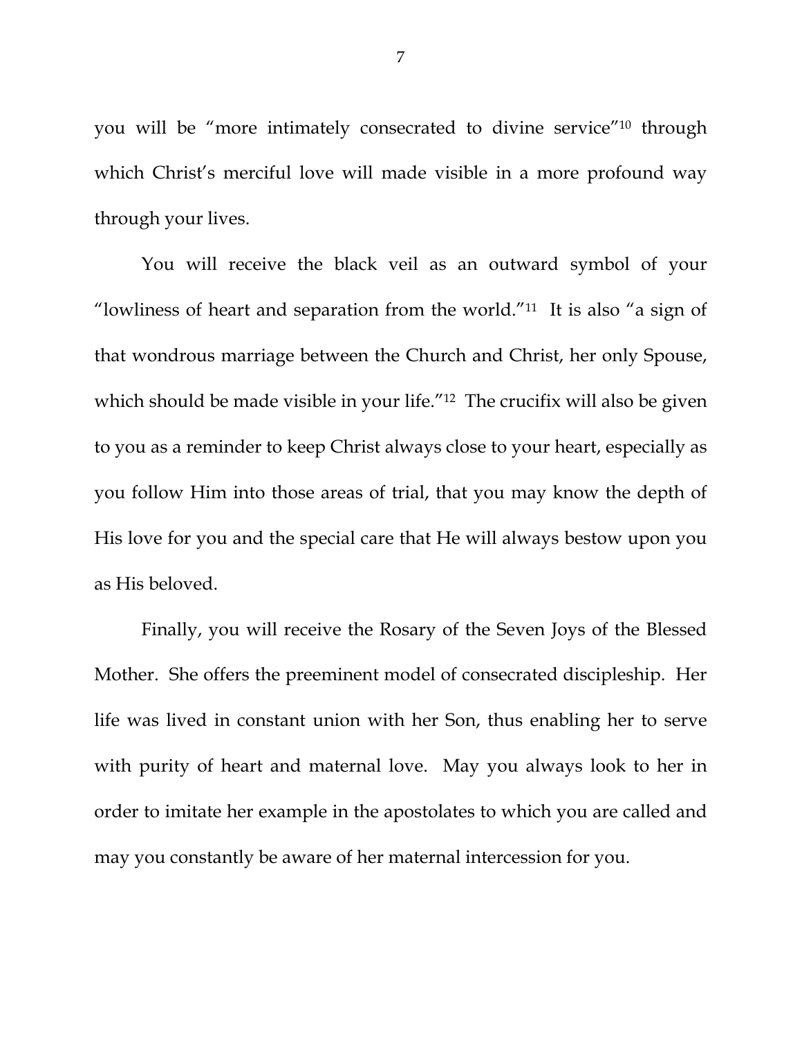you will be "more intimately consecrated to divine service"[10] through which Christ's merciful love will made visible in a more profound way through your lives.

You will receive the black veil as an outward symbol of your "lowliness of heart and separation from the world."[11] It is also "a sign of that wondrous marriage between the Church and Christ, her only Spouse, which should be made visible in your life."[12] The crucifix will also be given to you as a reminder to keep Christ always close to your heart, especially as you follow Him into those areas of trial, that you may know the depth of His love for you and the special care that He will always bestow upon you as His beloved.

Finally, you will receive the Rosary of the Seven Joys of the Blessed Mother. She offers the preeminent model of consecrated discipleship. Her life was lived in constant union with her Son, thus enabling her to serve with purity of heart and maternal love. May you always look to her in order to imitate her example in the apostolates to which you are called and may you constantly be aware of her maternal intercession for you.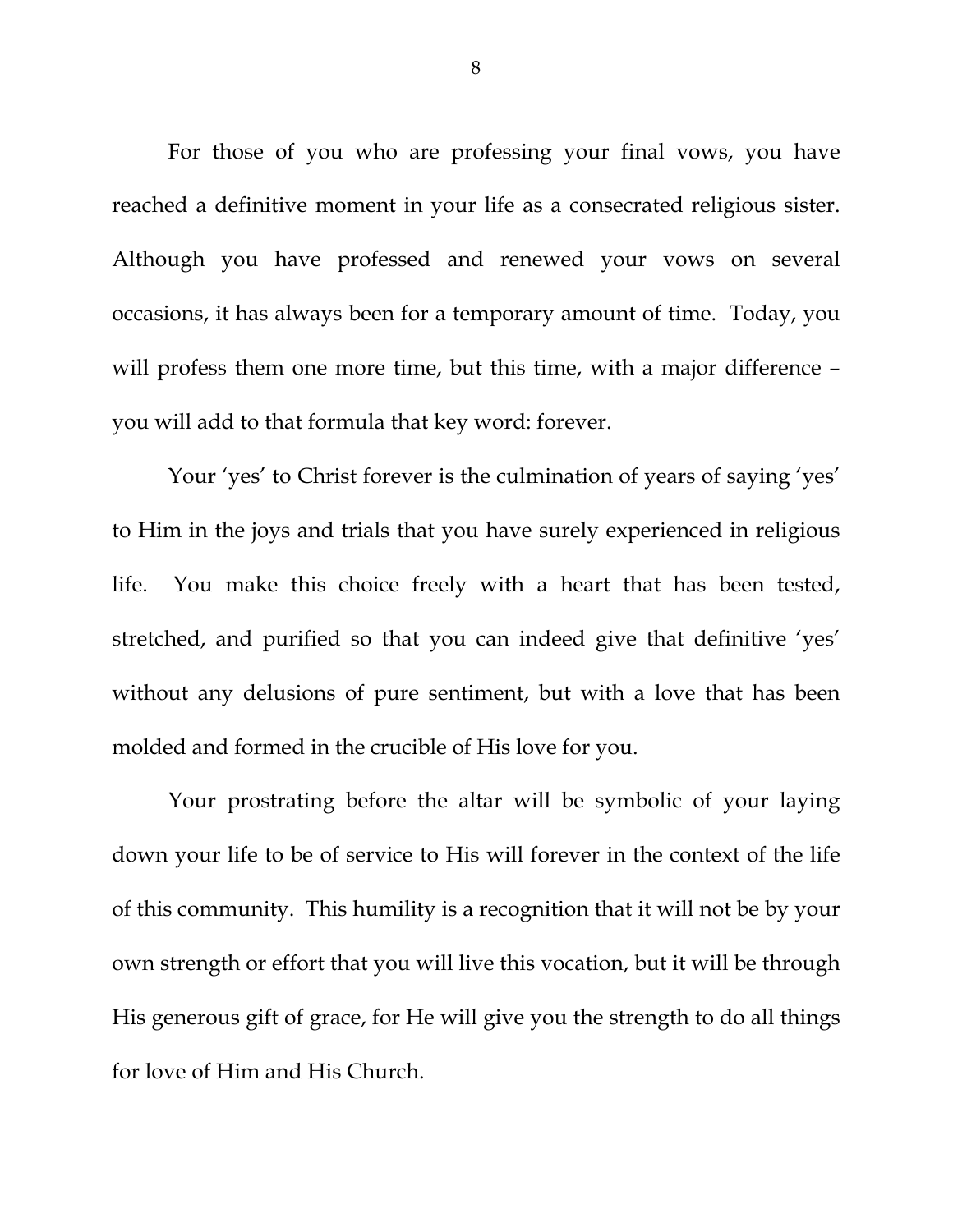For those of you who are professing your final vows, you have reached a definitive moment in your life as a consecrated religious sister. Although you have professed and renewed your vows on several occasions, it has always been for a temporary amount of time. Today, you will profess them one more time, but this time, with a major difference – you will add to that formula that key word: forever.

Your 'yes' to Christ forever is the culmination of years of saying 'yes' to Him in the joys and trials that you have surely experienced in religious life. You make this choice freely with a heart that has been tested, stretched, and purified so that you can indeed give that definitive 'yes' without any delusions of pure sentiment, but with a love that has been molded and formed in the crucible of His love for you.

Your prostrating before the altar will be symbolic of your laying down your life to be of service to His will forever in the context of the life of this community. This humility is a recognition that it will not be by your own strength or effort that you will live this vocation, but it will be through His generous gift of grace, for He will give you the strength to do all things for love of Him and His Church.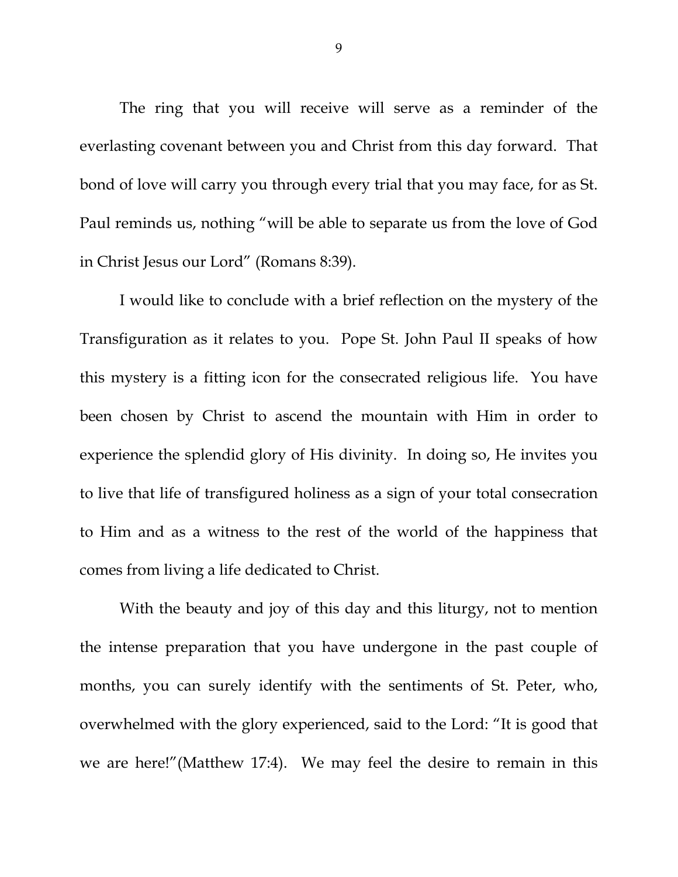The ring that you will receive will serve as a reminder of the everlasting covenant between you and Christ from this day forward. That bond of love will carry you through every trial that you may face, for as St. Paul reminds us, nothing "will be able to separate us from the love of God in Christ Jesus our Lord" (Romans 8:39).

I would like to conclude with a brief reflection on the mystery of the Transfiguration as it relates to you. Pope St. John Paul II speaks of how this mystery is a fitting icon for the consecrated religious life. You have been chosen by Christ to ascend the mountain with Him in order to experience the splendid glory of His divinity. In doing so, He invites you to live that life of transfigured holiness as a sign of your total consecration to Him and as a witness to the rest of the world of the happiness that comes from living a life dedicated to Christ.

With the beauty and joy of this day and this liturgy, not to mention the intense preparation that you have undergone in the past couple of months, you can surely identify with the sentiments of St. Peter, who, overwhelmed with the glory experienced, said to the Lord: "It is good that we are here!"(Matthew 17:4). We may feel the desire to remain in this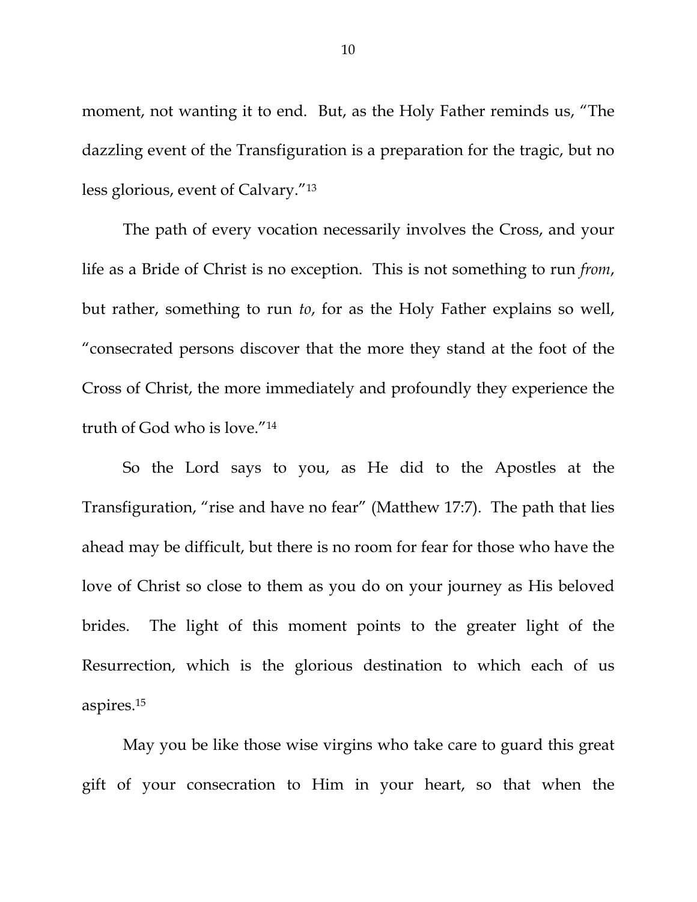moment, not wanting it to end. But, as the Holy Father reminds us, "The dazzling event of the Transfiguration is a preparation for the tragic, but no less glorious, event of Calvary."[13]

The path of every vocation necessarily involves the Cross, and your life as a Bride of Christ is no exception. This is not something to run *from*, but rather, something to run *to*, for as the Holy Father explains so well, "consecrated persons discover that the more they stand at the foot of the Cross of Christ, the more immediately and profoundly they experience the truth of God who is love."[14]

So the Lord says to you, as He did to the Apostles at the Transfiguration, "rise and have no fear" (Matthew 17:7). The path that lies ahead may be difficult, but there is no room for fear for those who have the love of Christ so close to them as you do on your journey as His beloved brides. The light of this moment points to the greater light of the Resurrection, which is the glorious destination to which each of us aspires.[15]

May you be like those wise virgins who take care to guard this great gift of your consecration to Him in your heart, so that when the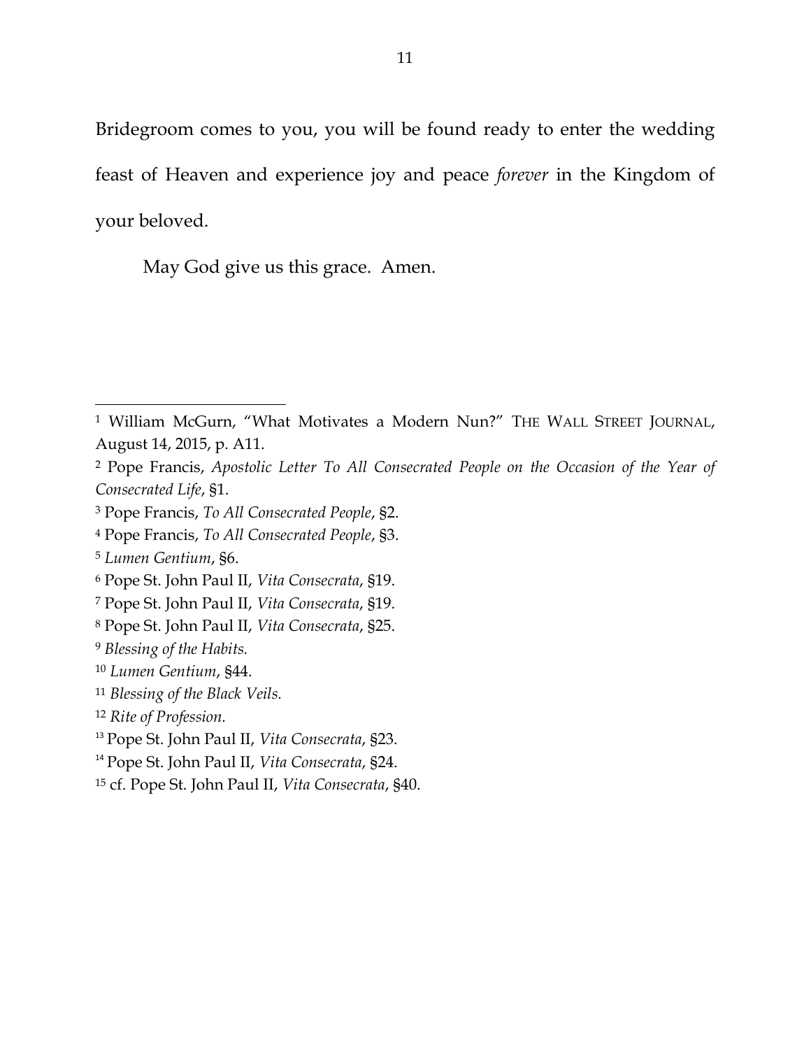Bridegroom comes to you, you will be found ready to enter the wedding feast of Heaven and experience joy and peace *forever* in the Kingdom of your beloved.

May God give us this grace. Amen.

---

[1] William McGurn, "What Motivates a Modern Nun?" THE WALL STREET JOURNAL, August 14, 2015, p. A11.

[2] Pope Francis, *Apostolic Letter To All Consecrated People on the Occasion of the Year of Consecrated Life*, §1.

[3] Pope Francis, *To All Consecrated People*, §2.

[4] Pope Francis, *To All Consecrated People*, §3.

[5] *Lumen Gentium*, §6.

[6] Pope St. John Paul II, *Vita Consecrata*, §19.

[7] Pope St. John Paul II, *Vita Consecrata*, §19.

[8] Pope St. John Paul II, *Vita Consecrata*, §25.

[9] *Blessing of the Habits.*

[10] *Lumen Gentium*, §44.

[11] *Blessing of the Black Veils.*

[12] *Rite of Profession.*

[13] Pope St. John Paul II, *Vita Consecrata*, §23.

[14] Pope St. John Paul II, *Vita Consecrata*, §24.

[15] cf. Pope St. John Paul II, *Vita Consecrata*, §40.